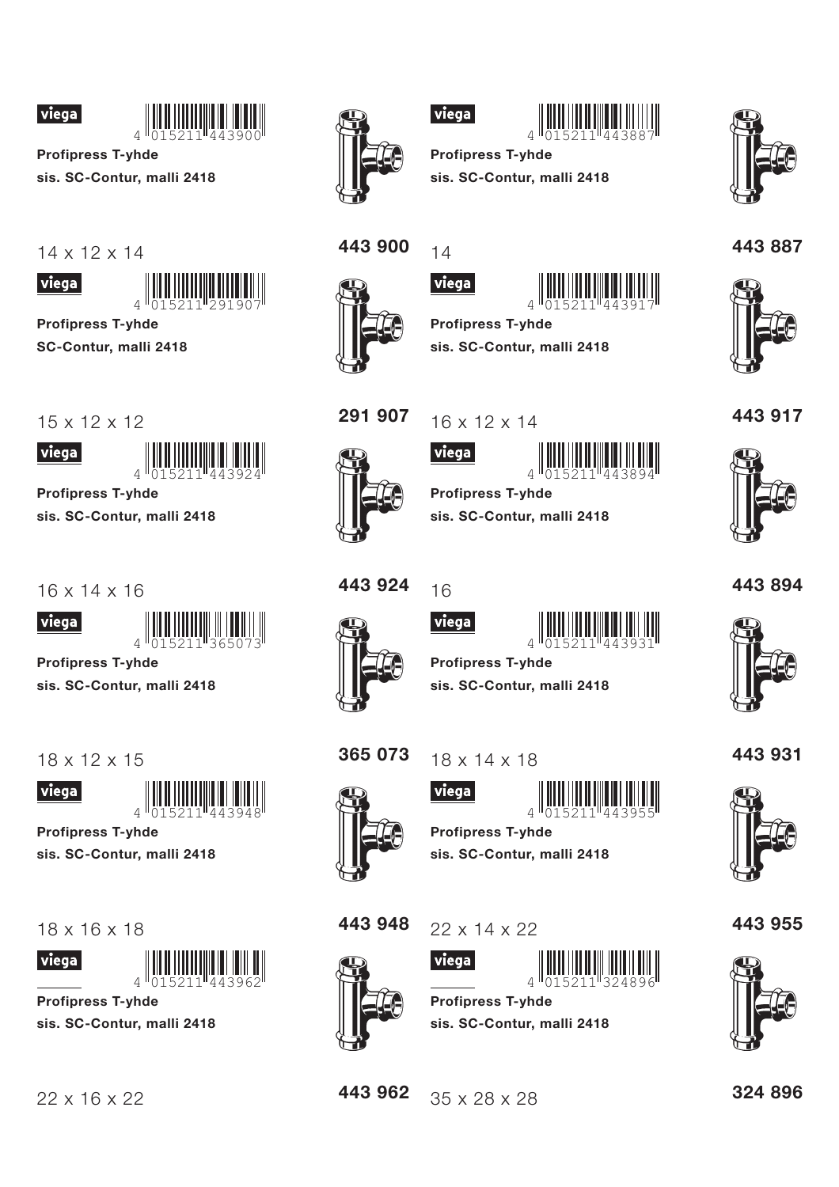viega

4 015211 443900

**Profipress T-yhde**

**sis. SC-Contur, malli 2418**

14 x 12 x 14 **443 900**

---

viega

4 015211 291907

**Profipress T-yhde**

**SC-Contur, malli 2418**

15 x 12 x 12 **291 907**

---

viega

4 015211 443924

**Profipress T-yhde**

**sis. SC-Contur, malli 2418**

16 x 14 x 16 **443 924**

---

viega

4 015211 365073

**Profipress T-yhde**

**sis. SC-Contur, malli 2418**

18 x 12 x 15 **365 073**

---

viega

4 015211 443948

**Profipress T-yhde**

**sis. SC-Contur, malli 2418**

18 x 16 x 18 **443 948**

---

viega

4 015211 443962

**Profipress T-yhde**

**sis. SC-Contur, malli 2418**

22 x 16 x 22 **443 962**

---

viega

4 015211 443887

**Profipress T-yhde**

**sis. SC-Contur, malli 2418**

14 **443 887**

---

viega

4 015211 443917

**Profipress T-yhde**

**sis. SC-Contur, malli 2418**

16 x 12 x 14 **443 917**

---

viega

4 015211 443894

**Profipress T-yhde**

**sis. SC-Contur, malli 2418**

16 **443 894**

---

viega

4 015211 443931

**Profipress T-yhde**

**sis. SC-Contur, malli 2418**

18 x 14 x 18 **443 931**

---

viega

4 015211 443955

**Profipress T-yhde**

**sis. SC-Contur, malli 2418**

22 x 14 x 22 **443 955**

---

viega

4 015211 324896

**Profipress T-yhde**

**sis. SC-Contur, malli 2418**

35 x 28 x 28 **324 896**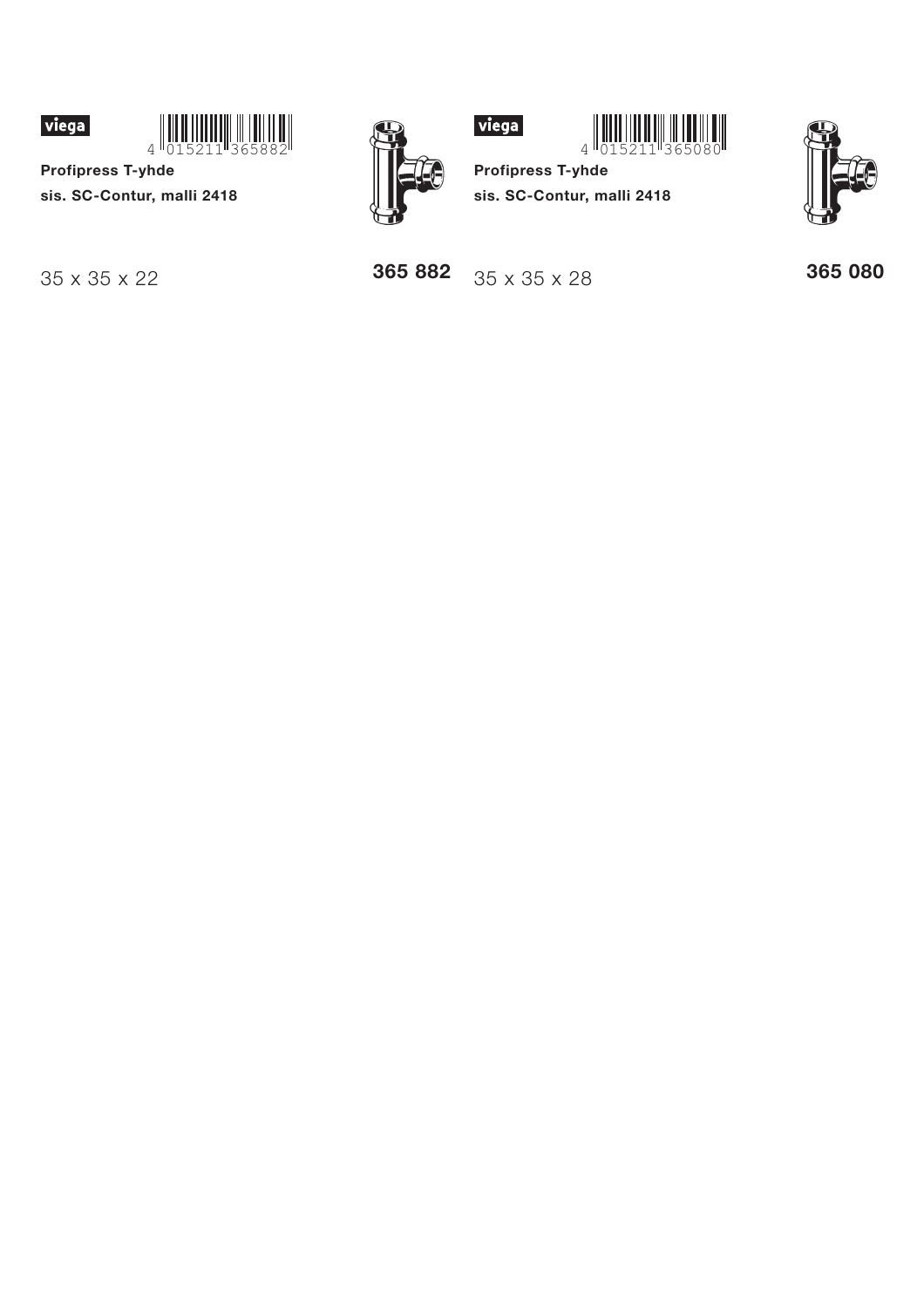viega

4 015211 365882

**Profipress T-yhde**

**sis. SC-Contur, malli 2418**

35 x 35 x 22

**365 882**

viega

4 015211 365080

**Profipress T-yhde**

**sis. SC-Contur, malli 2418**

35 x 35 x 28

**365 080**